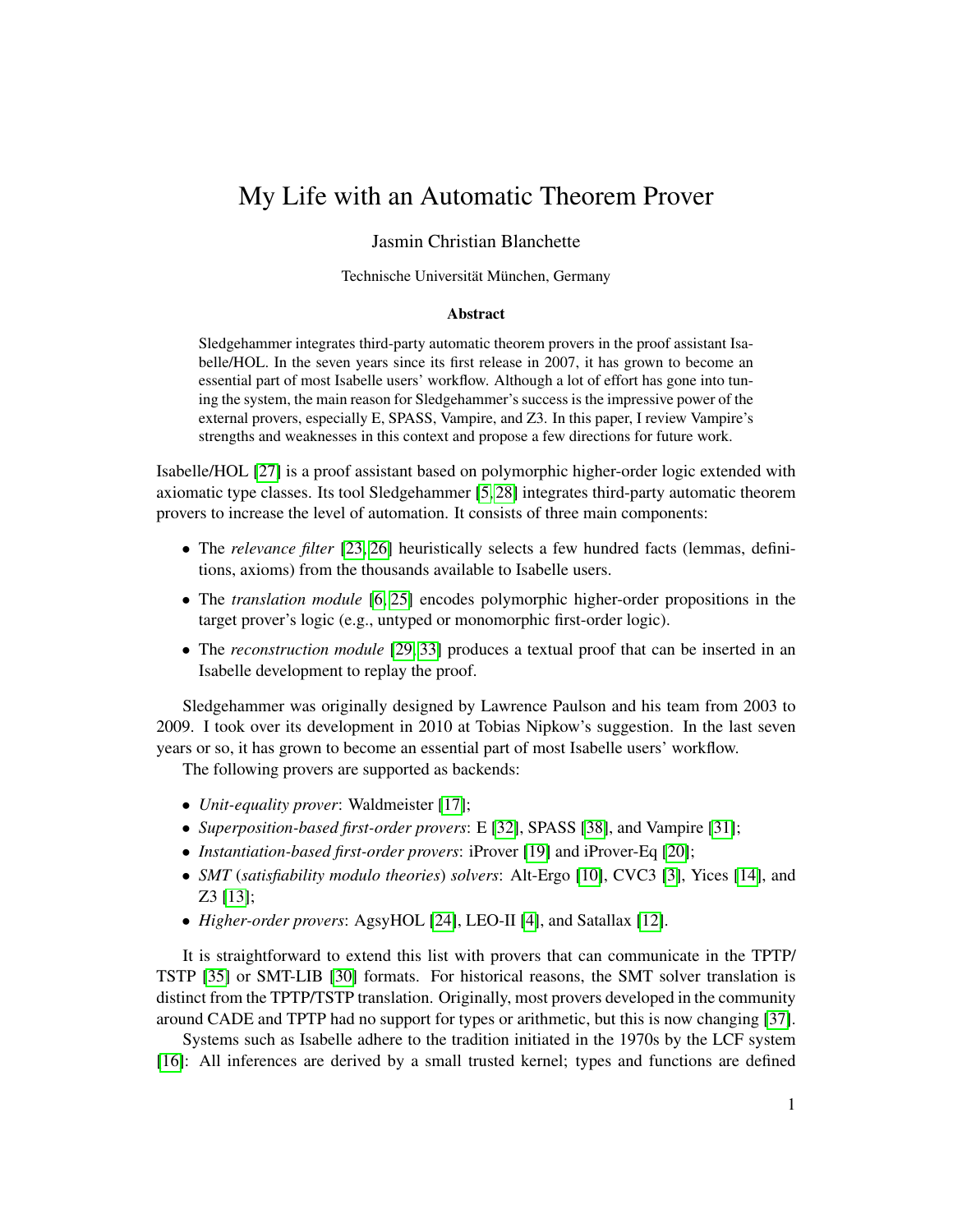# My Life with an Automatic Theorem Prover

Jasmin Christian Blanchette

Technische Universität München, Germany

### Abstract

Sledgehammer integrates third-party automatic theorem provers in the proof assistant Isabelle/HOL. In the seven years since its first release in 2007, it has grown to become an essential part of most Isabelle users' workflow. Although a lot of effort has gone into tuning the system, the main reason for Sledgehammer's success is the impressive power of the external provers, especially E, SPASS, Vampire, and Z3. In this paper, I review Vampire's strengths and weaknesses in this context and propose a few directions for future work.

Isabelle/HOL [27] is a proof assistant based on polymorphic higher-order logic extended with axiomatic type classes. Its tool Sledgehammer [5, 28] integrates third-party automatic theorem provers to increase the level of automation. It consists of three main components:

- The *relevance filter* [23, 26] heuristically selects a few hundred facts (lemmas, definitions, axioms) from the thousands available to Isabelle users.
- The *translation module* [6, 25] encodes polymorphic higher-order propositions in the target prover's logic (e.g., untyped or monomorphic first-order logic).
- The *reconstruction module* [29, 33] produces a textual proof that can be inserted in an Isabelle development to replay the proof.

Sledgehammer was originally designed by Lawrence Paulson and his team from 2003 to 2009. I took over its development in 2010 at Tobias Nipkow's suggestion. In the last seven years or so, it has grown to become an essential part of most Isabelle users' workflow.

The following provers are supported as backends:

- *Unit-equality prover*: Waldmeister [17];
- *Superposition-based first-order provers*: E [32], SPASS [38], and Vampire [31];
- *Instantiation-based first-order provers*: iProver [19] and iProver-Eq [20];
- *SMT* (*satisfiability modulo theories*) *solvers*: Alt-Ergo [10], CVC3 [3], Yices [14], and Z3 [13];
- *Higher-order provers*: AgsyHOL [24], LEO-II [4], and Satallax [12].

It is straightforward to extend this list with provers that can communicate in the TPTP/TSTP [35] or SMT-LIB [30] formats. For historical reasons, the SMT solver translation is distinct from the TPTP/TSTP translation. Originally, most provers developed in the community around CADE and TPTP had no support for types or arithmetic, but this is now changing [37].

Systems such as Isabelle adhere to the tradition initiated in the 1970s by the LCF system [16]: All inferences are derived by a small trusted kernel; types and functions are defined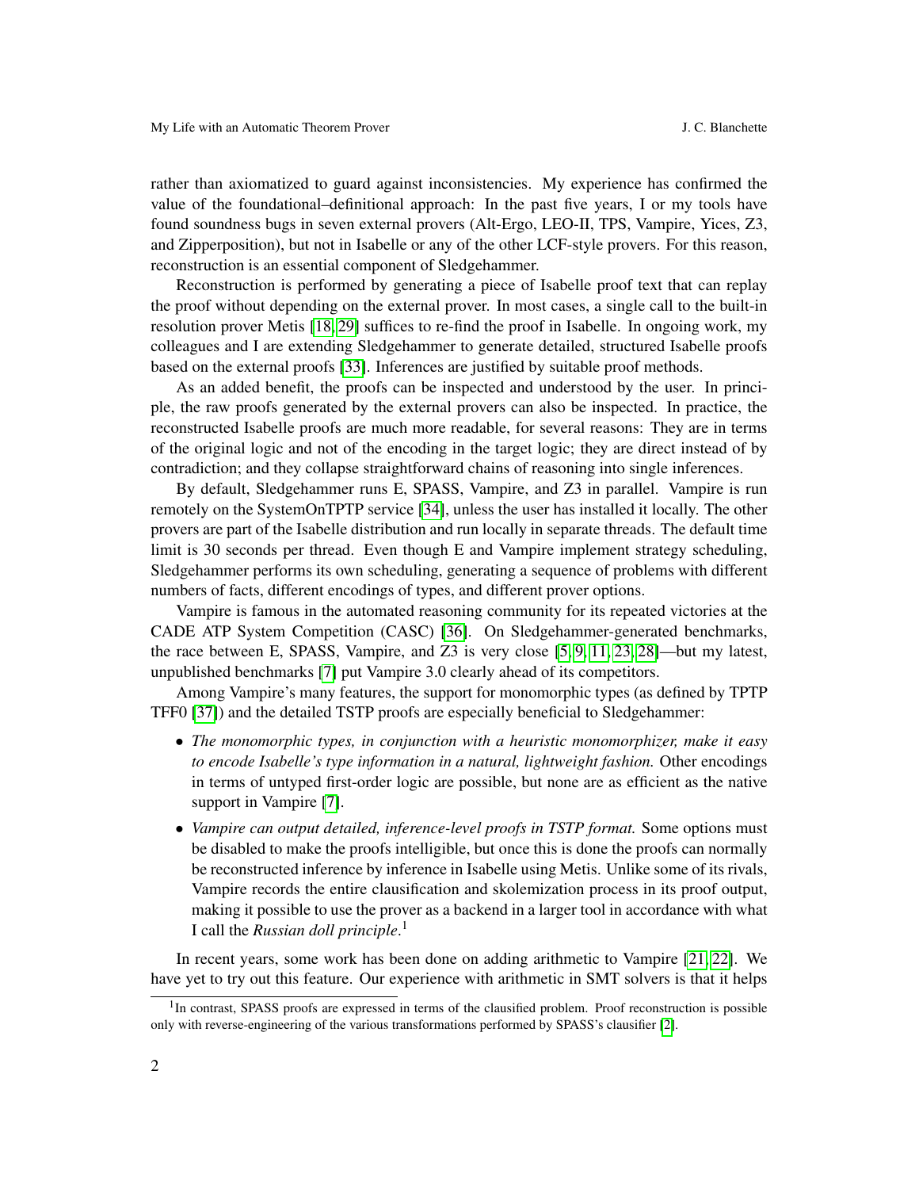rather than axiomatized to guard against inconsistencies. My experience has confirmed the value of the foundational–definitional approach: In the past five years, I or my tools have found soundness bugs in seven external provers (Alt-Ergo, LEO-II, TPS, Vampire, Yices, Z3, and Zipperposition), but not in Isabelle or any of the other LCF-style provers. For this reason, reconstruction is an essential component of Sledgehammer.

Reconstruction is performed by generating a piece of Isabelle proof text that can replay the proof without depending on the external prover. In most cases, a single call to the built-in resolution prover Metis [18, 29] suffices to re-find the proof in Isabelle. In ongoing work, my colleagues and I are extending Sledgehammer to generate detailed, structured Isabelle proofs based on the external proofs [33]. Inferences are justified by suitable proof methods.

As an added benefit, the proofs can be inspected and understood by the user. In principle, the raw proofs generated by the external provers can also be inspected. In practice, the reconstructed Isabelle proofs are much more readable, for several reasons: They are in terms of the original logic and not of the encoding in the target logic; they are direct instead of by contradiction; and they collapse straightforward chains of reasoning into single inferences.

By default, Sledgehammer runs E, SPASS, Vampire, and Z3 in parallel. Vampire is run remotely on the SystemOnTPTP service [34], unless the user has installed it locally. The other provers are part of the Isabelle distribution and run locally in separate threads. The default time limit is 30 seconds per thread. Even though E and Vampire implement strategy scheduling, Sledgehammer performs its own scheduling, generating a sequence of problems with different numbers of facts, different encodings of types, and different prover options.

Vampire is famous in the automated reasoning community for its repeated victories at the CADE ATP System Competition (CASC) [36]. On Sledgehammer-generated benchmarks, the race between E, SPASS, Vampire, and Z3 is very close [5, 9, 11, 23, 28]—but my latest, unpublished benchmarks [7] put Vampire 3.0 clearly ahead of its competitors.

Among Vampire's many features, the support for monomorphic types (as defined by TPTP TFF0 [37]) and the detailed TSTP proofs are especially beneficial to Sledgehammer:

- *The monomorphic types, in conjunction with a heuristic monomorphizer, make it easy to encode Isabelle's type information in a natural, lightweight fashion.* Other encodings in terms of untyped first-order logic are possible, but none are as efficient as the native support in Vampire [7].
- *Vampire can output detailed, inference-level proofs in TSTP format.* Some options must be disabled to make the proofs intelligible, but once this is done the proofs can normally be reconstructed inference by inference in Isabelle using Metis. Unlike some of its rivals, Vampire records the entire clausification and skolemization process in its proof output, making it possible to use the prover as a backend in a larger tool in accordance with what I call the *Russian doll principle*.[1]

In recent years, some work has been done on adding arithmetic to Vampire [21, 22]. We have yet to try out this feature. Our experience with arithmetic in SMT solvers is that it helps

[1] In contrast, SPASS proofs are expressed in terms of the clausified problem. Proof reconstruction is possible only with reverse-engineering of the various transformations performed by SPASS's clausifier [2].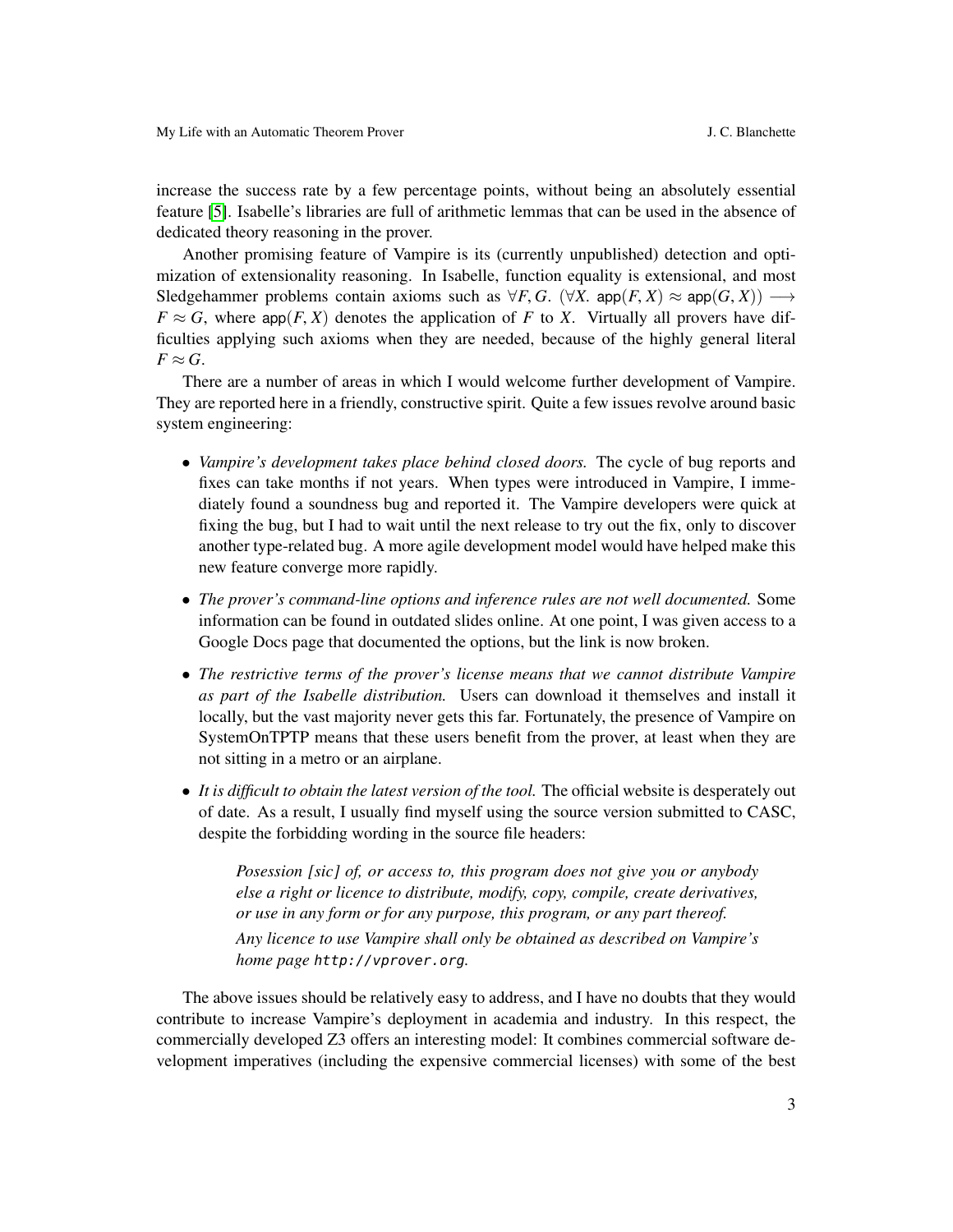increase the success rate by a few percentage points, without being an absolutely essential feature [5]. Isabelle's libraries are full of arithmetic lemmas that can be used in the absence of dedicated theory reasoning in the prover.

Another promising feature of Vampire is its (currently unpublished) detection and optimization of extensionality reasoning. In Isabelle, function equality is extensional, and most Sledgehammer problems contain axioms such as $\forall F, G.\ (\forall X.\ \mathsf{app}(F,X) \approx \mathsf{app}(G,X)) \longrightarrow F \approx G$, where $\mathsf{app}(F,X)$ denotes the application of $F$ to $X$. Virtually all provers have difficulties applying such axioms when they are needed, because of the highly general literal $F \approx G$.

There are a number of areas in which I would welcome further development of Vampire. They are reported here in a friendly, constructive spirit. Quite a few issues revolve around basic system engineering:

- *Vampire's development takes place behind closed doors.* The cycle of bug reports and fixes can take months if not years. When types were introduced in Vampire, I immediately found a soundness bug and reported it. The Vampire developers were quick at fixing the bug, but I had to wait until the next release to try out the fix, only to discover another type-related bug. A more agile development model would have helped make this new feature converge more rapidly.

- *The prover's command-line options and inference rules are not well documented.* Some information can be found in outdated slides online. At one point, I was given access to a Google Docs page that documented the options, but the link is now broken.

- *The restrictive terms of the prover's license means that we cannot distribute Vampire as part of the Isabelle distribution.* Users can download it themselves and install it locally, but the vast majority never gets this far. Fortunately, the presence of Vampire on SystemOnTPTP means that these users benefit from the prover, at least when they are not sitting in a metro or an airplane.

- *It is difficult to obtain the latest version of the tool.* The official website is desperately out of date. As a result, I usually find myself using the source version submitted to CASC, despite the forbidding wording in the source file headers:

  > *Posession [sic] of, or access to, this program does not give you or anybody else a right or licence to distribute, modify, copy, compile, create derivatives, or use in any form or for any purpose, this program, or any part thereof.*
  >
  > *Any licence to use Vampire shall only be obtained as described on Vampire's home page* `http://vprover.org`.

The above issues should be relatively easy to address, and I have no doubts that they would contribute to increase Vampire's deployment in academia and industry. In this respect, the commercially developed Z3 offers an interesting model: It combines commercial software development imperatives (including the expensive commercial licenses) with some of the best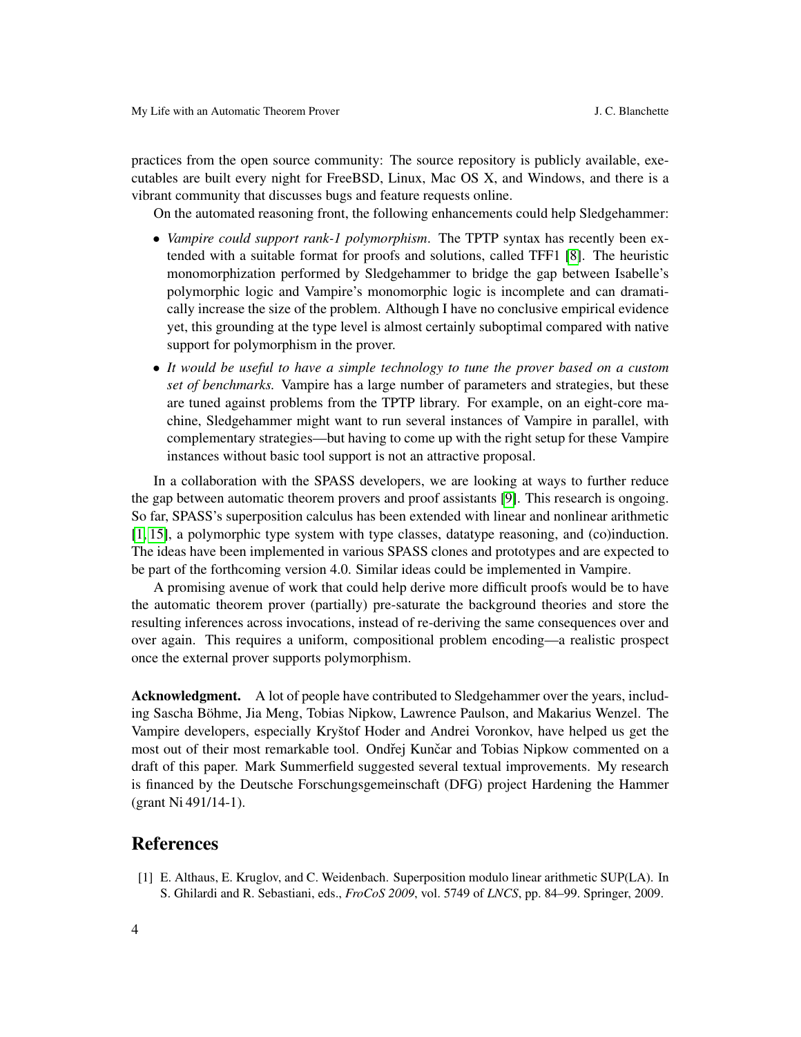practices from the open source community: The source repository is publicly available, executables are built every night for FreeBSD, Linux, Mac OS X, and Windows, and there is a vibrant community that discusses bugs and feature requests online.

On the automated reasoning front, the following enhancements could help Sledgehammer:

- *Vampire could support rank-1 polymorphism*. The TPTP syntax has recently been extended with a suitable format for proofs and solutions, called TFF1 [8]. The heuristic monomorphization performed by Sledgehammer to bridge the gap between Isabelle's polymorphic logic and Vampire's monomorphic logic is incomplete and can dramatically increase the size of the problem. Although I have no conclusive empirical evidence yet, this grounding at the type level is almost certainly suboptimal compared with native support for polymorphism in the prover.
- *It would be useful to have a simple technology to tune the prover based on a custom set of benchmarks.* Vampire has a large number of parameters and strategies, but these are tuned against problems from the TPTP library. For example, on an eight-core machine, Sledgehammer might want to run several instances of Vampire in parallel, with complementary strategies—but having to come up with the right setup for these Vampire instances without basic tool support is not an attractive proposal.

In a collaboration with the SPASS developers, we are looking at ways to further reduce the gap between automatic theorem provers and proof assistants [9]. This research is ongoing. So far, SPASS's superposition calculus has been extended with linear and nonlinear arithmetic [1, 15], a polymorphic type system with type classes, datatype reasoning, and (co)induction. The ideas have been implemented in various SPASS clones and prototypes and are expected to be part of the forthcoming version 4.0. Similar ideas could be implemented in Vampire.

A promising avenue of work that could help derive more difficult proofs would be to have the automatic theorem prover (partially) pre-saturate the background theories and store the resulting inferences across invocations, instead of re-deriving the same consequences over and over again. This requires a uniform, compositional problem encoding—a realistic prospect once the external prover supports polymorphism.

**Acknowledgment.** A lot of people have contributed to Sledgehammer over the years, including Sascha Böhme, Jia Meng, Tobias Nipkow, Lawrence Paulson, and Makarius Wenzel. The Vampire developers, especially Kryštof Hoder and Andrei Voronkov, have helped us get the most out of their most remarkable tool. Ondřej Kunčar and Tobias Nipkow commented on a draft of this paper. Mark Summerfield suggested several textual improvements. My research is financed by the Deutsche Forschungsgemeinschaft (DFG) project Hardening the Hammer (grant Ni 491/14-1).

## References

[1] E. Althaus, E. Kruglov, and C. Weidenbach. Superposition modulo linear arithmetic SUP(LA). In S. Ghilardi and R. Sebastiani, eds., *FroCoS 2009*, vol. 5749 of *LNCS*, pp. 84–99. Springer, 2009.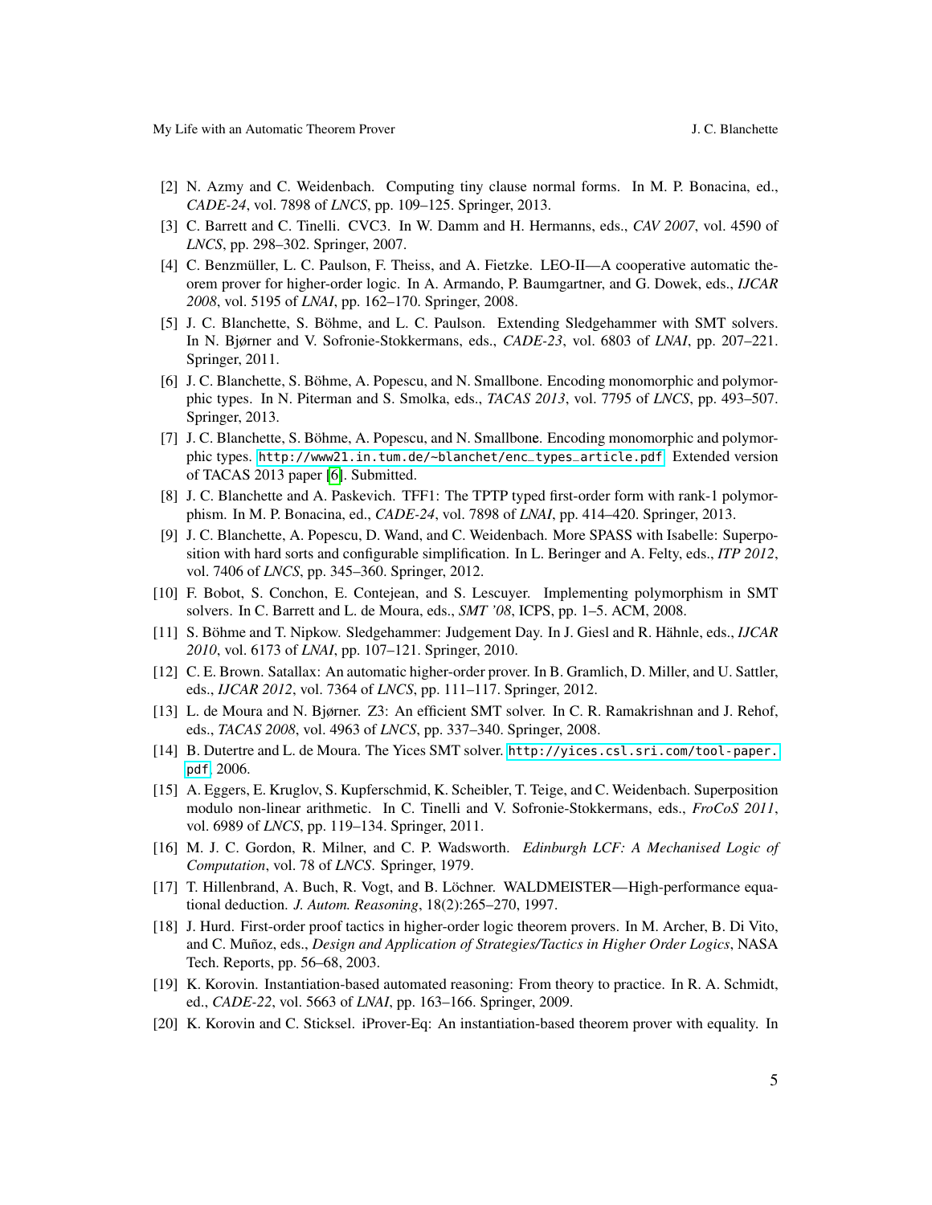[2] N. Azmy and C. Weidenbach. Computing tiny clause normal forms. In M. P. Bonacina, ed., *CADE-24*, vol. 7898 of *LNCS*, pp. 109–125. Springer, 2013.

[3] C. Barrett and C. Tinelli. CVC3. In W. Damm and H. Hermanns, eds., *CAV 2007*, vol. 4590 of *LNCS*, pp. 298–302. Springer, 2007.

[4] C. Benzmüller, L. C. Paulson, F. Theiss, and A. Fietzke. LEO-II—A cooperative automatic theorem prover for higher-order logic. In A. Armando, P. Baumgartner, and G. Dowek, eds., *IJCAR 2008*, vol. 5195 of *LNAI*, pp. 162–170. Springer, 2008.

[5] J. C. Blanchette, S. Böhme, and L. C. Paulson. Extending Sledgehammer with SMT solvers. In N. Bjørner and V. Sofronie-Stokkermans, eds., *CADE-23*, vol. 6803 of *LNAI*, pp. 207–221. Springer, 2011.

[6] J. C. Blanchette, S. Böhme, A. Popescu, and N. Smallbone. Encoding monomorphic and polymorphic types. In N. Piterman and S. Smolka, eds., *TACAS 2013*, vol. 7795 of *LNCS*, pp. 493–507. Springer, 2013.

[7] J. C. Blanchette, S. Böhme, A. Popescu, and N. Smallbone. Encoding monomorphic and polymorphic types. `http://www21.in.tum.de/~blanchet/enc_types_article.pdf`. Extended version of TACAS 2013 paper [6]. Submitted.

[8] J. C. Blanchette and A. Paskevich. TFF1: The TPTP typed first-order form with rank-1 polymorphism. In M. P. Bonacina, ed., *CADE-24*, vol. 7898 of *LNAI*, pp. 414–420. Springer, 2013.

[9] J. C. Blanchette, A. Popescu, D. Wand, and C. Weidenbach. More SPASS with Isabelle: Superposition with hard sorts and configurable simplification. In L. Beringer and A. Felty, eds., *ITP 2012*, vol. 7406 of *LNCS*, pp. 345–360. Springer, 2012.

[10] F. Bobot, S. Conchon, E. Contejean, and S. Lescuyer. Implementing polymorphism in SMT solvers. In C. Barrett and L. de Moura, eds., *SMT '08*, ICPS, pp. 1–5. ACM, 2008.

[11] S. Böhme and T. Nipkow. Sledgehammer: Judgement Day. In J. Giesl and R. Hähnle, eds., *IJCAR 2010*, vol. 6173 of *LNAI*, pp. 107–121. Springer, 2010.

[12] C. E. Brown. Satallax: An automatic higher-order prover. In B. Gramlich, D. Miller, and U. Sattler, eds., *IJCAR 2012*, vol. 7364 of *LNCS*, pp. 111–117. Springer, 2012.

[13] L. de Moura and N. Bjørner. Z3: An efficient SMT solver. In C. R. Ramakrishnan and J. Rehof, eds., *TACAS 2008*, vol. 4963 of *LNCS*, pp. 337–340. Springer, 2008.

[14] B. Dutertre and L. de Moura. The Yices SMT solver. `http://yices.csl.sri.com/tool-paper.pdf`, 2006.

[15] A. Eggers, E. Kruglov, S. Kupferschmid, K. Scheibler, T. Teige, and C. Weidenbach. Superposition modulo non-linear arithmetic. In C. Tinelli and V. Sofronie-Stokkermans, eds., *FroCoS 2011*, vol. 6989 of *LNCS*, pp. 119–134. Springer, 2011.

[16] M. J. C. Gordon, R. Milner, and C. P. Wadsworth. *Edinburgh LCF: A Mechanised Logic of Computation*, vol. 78 of *LNCS*. Springer, 1979.

[17] T. Hillenbrand, A. Buch, R. Vogt, and B. Löchner. WALDMEISTER—High-performance equational deduction. *J. Autom. Reasoning*, 18(2):265–270, 1997.

[18] J. Hurd. First-order proof tactics in higher-order logic theorem provers. In M. Archer, B. Di Vito, and C. Muñoz, eds., *Design and Application of Strategies/Tactics in Higher Order Logics*, NASA Tech. Reports, pp. 56–68, 2003.

[19] K. Korovin. Instantiation-based automated reasoning: From theory to practice. In R. A. Schmidt, ed., *CADE-22*, vol. 5663 of *LNAI*, pp. 163–166. Springer, 2009.

[20] K. Korovin and C. Sticksel. iProver-Eq: An instantiation-based theorem prover with equality. In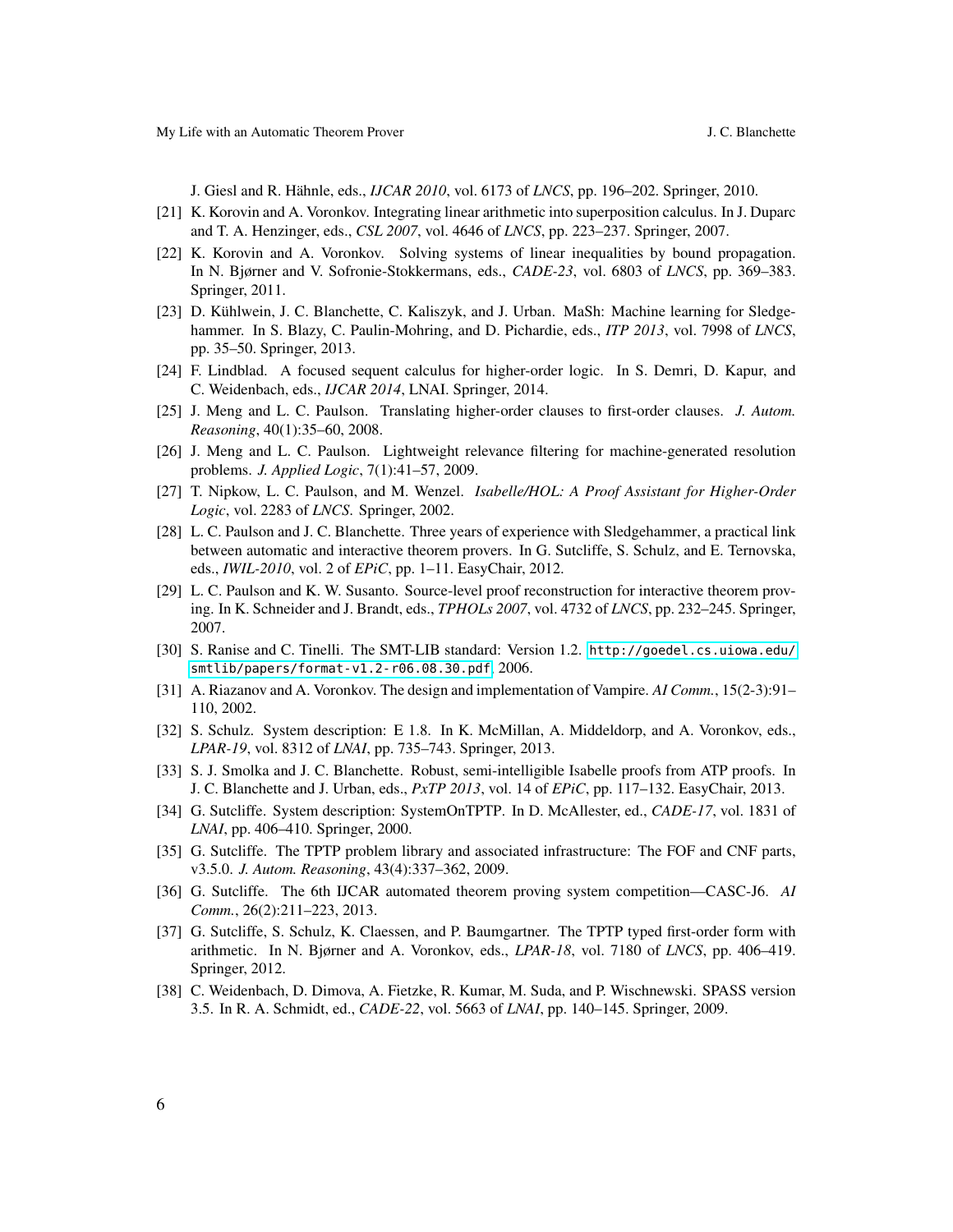J. Giesl and R. Hähnle, eds., *IJCAR 2010*, vol. 6173 of *LNCS*, pp. 196–202. Springer, 2010.

[21] K. Korovin and A. Voronkov. Integrating linear arithmetic into superposition calculus. In J. Duparc and T. A. Henzinger, eds., *CSL 2007*, vol. 4646 of *LNCS*, pp. 223–237. Springer, 2007.

[22] K. Korovin and A. Voronkov. Solving systems of linear inequalities by bound propagation. In N. Bjørner and V. Sofronie-Stokkermans, eds., *CADE-23*, vol. 6803 of *LNCS*, pp. 369–383. Springer, 2011.

[23] D. Kühlwein, J. C. Blanchette, C. Kaliszyk, and J. Urban. MaSh: Machine learning for Sledgehammer. In S. Blazy, C. Paulin-Mohring, and D. Pichardie, eds., *ITP 2013*, vol. 7998 of *LNCS*, pp. 35–50. Springer, 2013.

[24] F. Lindblad. A focused sequent calculus for higher-order logic. In S. Demri, D. Kapur, and C. Weidenbach, eds., *IJCAR 2014*, LNAI. Springer, 2014.

[25] J. Meng and L. C. Paulson. Translating higher-order clauses to first-order clauses. *J. Autom. Reasoning*, 40(1):35–60, 2008.

[26] J. Meng and L. C. Paulson. Lightweight relevance filtering for machine-generated resolution problems. *J. Applied Logic*, 7(1):41–57, 2009.

[27] T. Nipkow, L. C. Paulson, and M. Wenzel. *Isabelle/HOL: A Proof Assistant for Higher-Order Logic*, vol. 2283 of *LNCS*. Springer, 2002.

[28] L. C. Paulson and J. C. Blanchette. Three years of experience with Sledgehammer, a practical link between automatic and interactive theorem provers. In G. Sutcliffe, S. Schulz, and E. Ternovska, eds., *IWIL-2010*, vol. 2 of *EPiC*, pp. 1–11. EasyChair, 2012.

[29] L. C. Paulson and K. W. Susanto. Source-level proof reconstruction for interactive theorem proving. In K. Schneider and J. Brandt, eds., *TPHOLs 2007*, vol. 4732 of *LNCS*, pp. 232–245. Springer, 2007.

[30] S. Ranise and C. Tinelli. The SMT-LIB standard: Version 1.2. http://goedel.cs.uiowa.edu/smtlib/papers/format-v1.2-r06.08.30.pdf, 2006.

[31] A. Riazanov and A. Voronkov. The design and implementation of Vampire. *AI Comm.*, 15(2-3):91–110, 2002.

[32] S. Schulz. System description: E 1.8. In K. McMillan, A. Middeldorp, and A. Voronkov, eds., *LPAR-19*, vol. 8312 of *LNAI*, pp. 735–743. Springer, 2013.

[33] S. J. Smolka and J. C. Blanchette. Robust, semi-intelligible Isabelle proofs from ATP proofs. In J. C. Blanchette and J. Urban, eds., *PxTP 2013*, vol. 14 of *EPiC*, pp. 117–132. EasyChair, 2013.

[34] G. Sutcliffe. System description: SystemOnTPTP. In D. McAllester, ed., *CADE-17*, vol. 1831 of *LNAI*, pp. 406–410. Springer, 2000.

[35] G. Sutcliffe. The TPTP problem library and associated infrastructure: The FOF and CNF parts, v3.5.0. *J. Autom. Reasoning*, 43(4):337–362, 2009.

[36] G. Sutcliffe. The 6th IJCAR automated theorem proving system competition—CASC-J6. *AI Comm.*, 26(2):211–223, 2013.

[37] G. Sutcliffe, S. Schulz, K. Claessen, and P. Baumgartner. The TPTP typed first-order form with arithmetic. In N. Bjørner and A. Voronkov, eds., *LPAR-18*, vol. 7180 of *LNCS*, pp. 406–419. Springer, 2012.

[38] C. Weidenbach, D. Dimova, A. Fietzke, R. Kumar, M. Suda, and P. Wischnewski. SPASS version 3.5. In R. A. Schmidt, ed., *CADE-22*, vol. 5663 of *LNAI*, pp. 140–145. Springer, 2009.